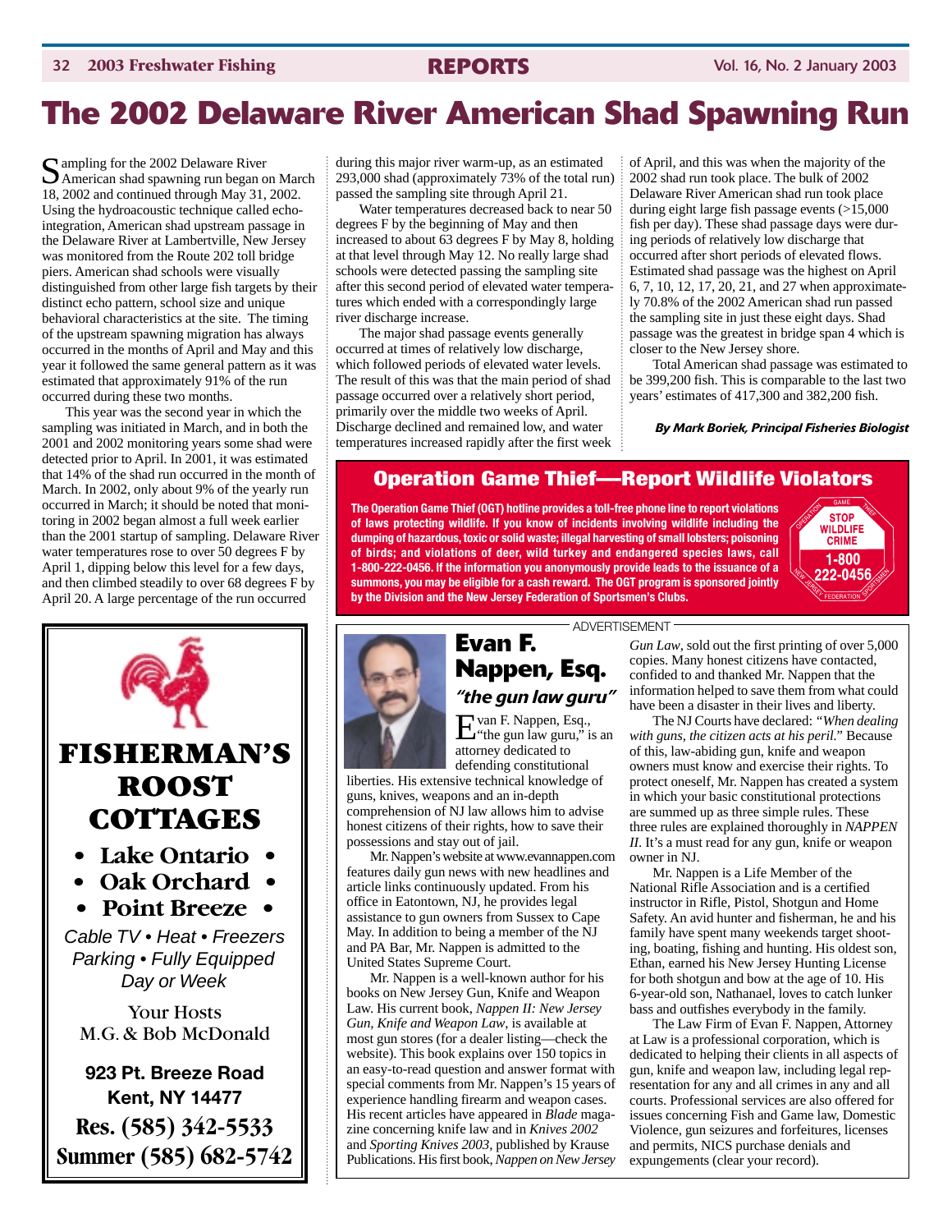# The 2002 Delaware River American Shad Spawning Run

Sampling for the 2002 Delaware River American shad spawning run began on March 18, 2002 and continued through May 31, 2002. Using the hydroacoustic technique called echo-integration, American shad upstream passage in the Delaware River at Lambertville, New Jersey was monitored from the Route 202 toll bridge piers. American shad schools were visually distinguished from other large fish targets by their distinct echo pattern, school size and unique behavioral characteristics at the site. The timing of the upstream spawning migration has always occurred in the months of April and May and this year it followed the same general pattern as it was estimated that approximately 91% of the run occurred during these two months.

This year was the second year in which the sampling was initiated in March, and in both the 2001 and 2002 monitoring years some shad were detected prior to April. In 2001, it was estimated that 14% of the shad run occurred in the month of March. In 2002, only about 9% of the yearly run occurred in March; it should be noted that monitoring in 2002 began almost a full week earlier than the 2001 startup of sampling. Delaware River water temperatures rose to over 50 degrees F by April 1, dipping below this level for a few days, and then climbed steadily to over 68 degrees F by April 20. A large percentage of the run occurred during this major river warm-up, as an estimated 293,000 shad (approximately 73% of the total run) passed the sampling site through April 21.

Water temperatures decreased back to near 50 degrees F by the beginning of May and then increased to about 63 degrees F by May 8, holding at that level through May 12. No really large shad schools were detected passing the sampling site after this second period of elevated water temperatures which ended with a correspondingly large river discharge increase.

The major shad passage events generally occurred at times of relatively low discharge, which followed periods of elevated water levels. The result of this was that the main period of shad passage occurred over a relatively short period, primarily over the middle two weeks of April. Discharge declined and remained low, and water temperatures increased rapidly after the first week of April, and this was when the majority of the 2002 shad run took place. The bulk of 2002 Delaware River American shad run took place during eight large fish passage events (>15,000 fish per day). These shad passage days were during periods of relatively low discharge that occurred after short periods of elevated flows. Estimated shad passage was the highest on April 6, 7, 10, 12, 17, 20, 21, and 27 when approximately 70.8% of the 2002 American shad run passed the sampling site in just these eight days. Shad passage was the greatest in bridge span 4 which is closer to the New Jersey shore.

Total American shad passage was estimated to be 399,200 fish. This is comparable to the last two years' estimates of 417,300 and 382,200 fish.

***By Mark Boriek, Principal Fisheries Biologist***

## Operation Game Thief—Report Wildlife Violators

**The Operation Game Thief (OGT) hotline provides a toll-free phone line to report violations of laws protecting wildlife. If you know of incidents involving wildlife including the dumping of hazardous, toxic or solid waste; illegal harvesting of small lobsters; poisoning of birds; and violations of deer, wild turkey and endangered species laws, call 1-800-222-0456. If the information you anonymously provide leads to the issuance of a summons, you may be eligible for a cash reward. The OGT program is sponsored jointly by the Division and the New Jersey Federation of Sportsmen's Clubs.**

Operation Game Thief — STOP WILDLIFE CRIME — 1-800 222-0456 — New Jersey Federation Sportsmen

---

# FISHERMAN'S ROOST COTTAGES

- Lake Ontario
- Oak Orchard
- Point Breeze

*Cable TV • Heat • Freezers*
*Parking • Fully Equipped*
*Day or Week*

Your Hosts
M.G. & Bob McDonald

**923 Pt. Breeze Road**
**Kent, NY 14477**
**Res. (585) 342-5533**
**Summer (585) 682-5742**

---

ADVERTISEMENT

## Evan F. Nappen, Esq.

### *"the gun law guru"*

Evan F. Nappen, Esq., "the gun law guru," is an attorney dedicated to defending constitutional liberties. His extensive technical knowledge of guns, knives, weapons and an in-depth comprehension of NJ law allows him to advise honest citizens of their rights, how to save their possessions and stay out of jail.

Mr. Nappen's website at www.evannappen.com features daily gun news with new headlines and article links continuously updated. From his office in Eatontown, NJ, he provides legal assistance to gun owners from Sussex to Cape May. In addition to being a member of the NJ and PA Bar, Mr. Nappen is admitted to the United States Supreme Court.

Mr. Nappen is a well-known author for his books on New Jersey Gun, Knife and Weapon Law. His current book, *Nappen II: New Jersey Gun, Knife and Weapon Law,* is available at most gun stores (for a dealer listing—check the website). This book explains over 150 topics in an easy-to-read question and answer format with special comments from Mr. Nappen's 15 years of experience handling firearm and weapon cases. His recent articles have appeared in *Blade* magazine concerning knife law and in *Knives 2002* and *Sporting Knives 2003,* published by Krause Publications. His first book, *Nappen on New Jersey Gun Law,* sold out the first printing of over 5,000 copies. Many honest citizens have contacted, confided to and thanked Mr. Nappen that the information helped to save them from what could have been a disaster in their lives and liberty.

The NJ Courts have declared: *"When dealing with guns, the citizen acts at his peril."* Because of this, law-abiding gun, knife and weapon owners must know and exercise their rights. To protect oneself, Mr. Nappen has created a system in which your basic constitutional protections are summed up as three simple rules. These three rules are explained thoroughly in *NAPPEN II.* It's a must read for any gun, knife or weapon owner in NJ.

Mr. Nappen is a Life Member of the National Rifle Association and is a certified instructor in Rifle, Pistol, Shotgun and Home Safety. An avid hunter and fisherman, he and his family have spent many weekends target shooting, boating, fishing and hunting. His oldest son, Ethan, earned his New Jersey Hunting License for both shotgun and bow at the age of 10. His 6-year-old son, Nathanael, loves to catch lunker bass and outfishes everybody in the family.

The Law Firm of Evan F. Nappen, Attorney at Law is a professional corporation, which is dedicated to helping their clients in all aspects of gun, knife and weapon law, including legal representation for any and all crimes in any and all courts. Professional services are also offered for issues concerning Fish and Game law, Domestic Violence, gun seizures and forfeitures, licenses and permits, NICS purchase denials and expungements (clear your record).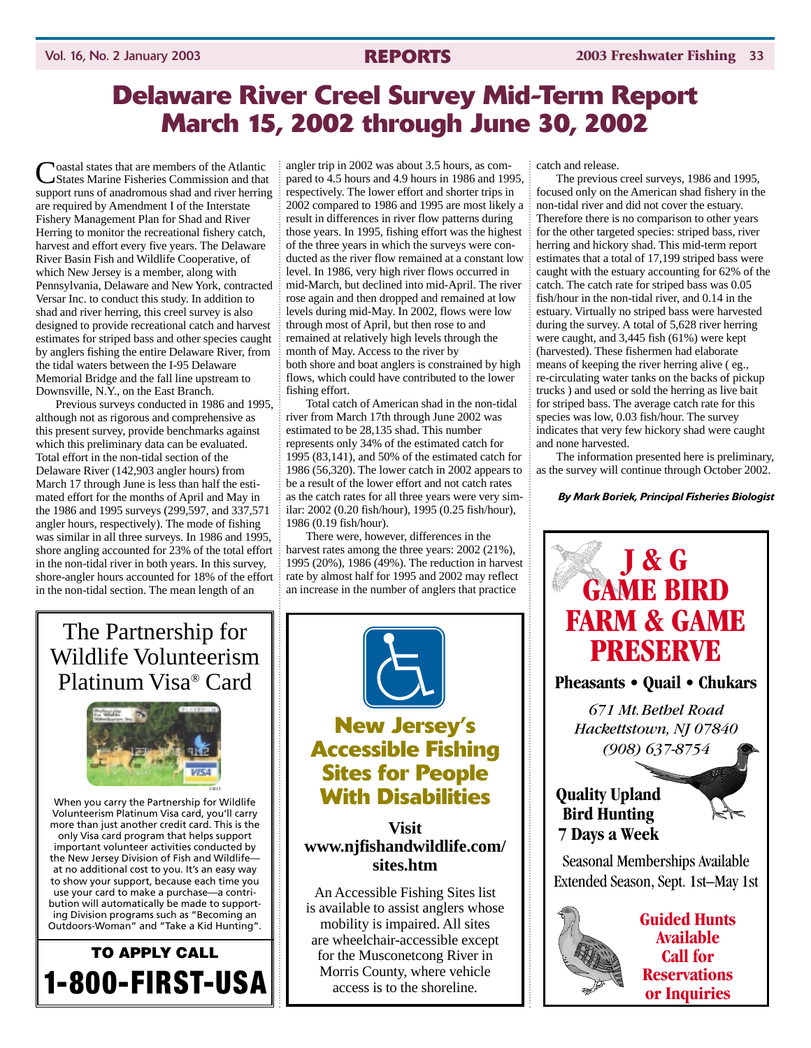# Delaware River Creel Survey Mid-Term Report March 15, 2002 through June 30, 2002

Coastal states that are members of the Atlantic States Marine Fisheries Commission and that support runs of anadromous shad and river herring are required by Amendment I of the Interstate Fishery Management Plan for Shad and River Herring to monitor the recreational fishery catch, harvest and effort every five years. The Delaware River Basin Fish and Wildlife Cooperative, of which New Jersey is a member, along with Pennsylvania, Delaware and New York, contracted Versar Inc. to conduct this study. In addition to shad and river herring, this creel survey is also designed to provide recreational catch and harvest estimates for striped bass and other species caught by anglers fishing the entire Delaware River, from the tidal waters between the I-95 Delaware Memorial Bridge and the fall line upstream to Downsville, N.Y., on the East Branch.

Previous surveys conducted in 1986 and 1995, although not as rigorous and comprehensive as this present survey, provide benchmarks against which this preliminary data can be evaluated. Total effort in the non-tidal section of the Delaware River (142,903 angler hours) from March 17 through June is less than half the estimated effort for the months of April and May in the 1986 and 1995 surveys (299,597, and 337,571 angler hours, respectively). The mode of fishing was similar in all three surveys. In 1986 and 1995, shore angling accounted for 23% of the total effort in the non-tidal river in both years. In this survey, shore-angler hours accounted for 18% of the effort in the non-tidal section. The mean length of an angler trip in 2002 was about 3.5 hours, as compared to 4.5 hours and 4.9 hours in 1986 and 1995, respectively. The lower effort and shorter trips in 2002 compared to 1986 and 1995 are most likely a result in differences in river flow patterns during those years. In 1995, fishing effort was the highest of the three years in which the surveys were conducted as the river flow remained at a constant low level. In 1986, very high river flows occurred in mid-March, but declined into mid-April. The river rose again and then dropped and remained at low levels during mid-May. In 2002, flows were low through most of April, but then rose to and remained at relatively high levels through the month of May. Access to the river by both shore and boat anglers is constrained by high flows, which could have contributed to the lower fishing effort.

Total catch of American shad in the non-tidal river from March 17th through June 2002 was estimated to be 28,135 shad. This number represents only 34% of the estimated catch for 1995 (83,141), and 50% of the estimated catch for 1986 (56,320). The lower catch in 2002 appears to be a result of the lower effort and not catch rates as the catch rates for all three years were very similar: 2002 (0.20 fish/hour), 1995 (0.25 fish/hour), 1986 (0.19 fish/hour).

There were, however, differences in the harvest rates among the three years: 2002 (21%), 1995 (20%), 1986 (49%). The reduction in harvest rate by almost half for 1995 and 2002 may reflect an increase in the number of anglers that practice catch and release.

The previous creel surveys, 1986 and 1995, focused only on the American shad fishery in the non-tidal river and did not cover the estuary. Therefore there is no comparison to other years for the other targeted species: striped bass, river herring and hickory shad. This mid-term report estimates that a total of 17,199 striped bass were caught with the estuary accounting for 62% of the catch. The catch rate for striped bass was 0.05 fish/hour in the non-tidal river, and 0.14 in the estuary. Virtually no striped bass were harvested during the survey. A total of 5,628 river herring were caught, and 3,445 fish (61%) were kept (harvested). These fishermen had elaborate means of keeping the river herring alive ( eg., re-circulating water tanks on the backs of pickup trucks ) and used or sold the herring as live bait for striped bass. The average catch rate for this species was low, 0.03 fish/hour. The survey indicates that very few hickory shad were caught and none harvested.

The information presented here is preliminary, as the survey will continue through October 2002.

***By Mark Boriek, Principal Fisheries Biologist***

---

## The Partnership for Wildlife Volunteerism Platinum Visa® Card

When you carry the Partnership for Wildlife Volunteerism Platinum Visa card, you'll carry more than just another credit card. This is the only Visa card program that helps support important volunteer activities conducted by the New Jersey Division of Fish and Wildlife—at no additional cost to you. It's an easy way to show your support, because each time you use your card to make a purchase—a contribution will automatically be made to supporting Division programs such as "Becoming an Outdoors-Woman" and "Take a Kid Hunting".

**TO APPLY CALL**

**1-800-FIRST-USA**

---

## New Jersey's Accessible Fishing Sites for People With Disabilities

**Visit www.njfishandwildlife.com/sites.htm**

An Accessible Fishing Sites list is available to assist anglers whose mobility is impaired. All sites are wheelchair-accessible except for the Musconetcong River in Morris County, where vehicle access is to the shoreline.

---

## J & G GAME BIRD FARM & GAME PRESERVE

**Pheasants • Quail • Chukars**

*671 Mt. Bethel Road*
*Hackettstown, NJ 07840*
*(908) 637-8754*

**Quality Upland Bird Hunting 7 Days a Week**

Seasonal Memberships Available
Extended Season, Sept. 1st–May 1st

**Guided Hunts Available Call for Reservations or Inquiries**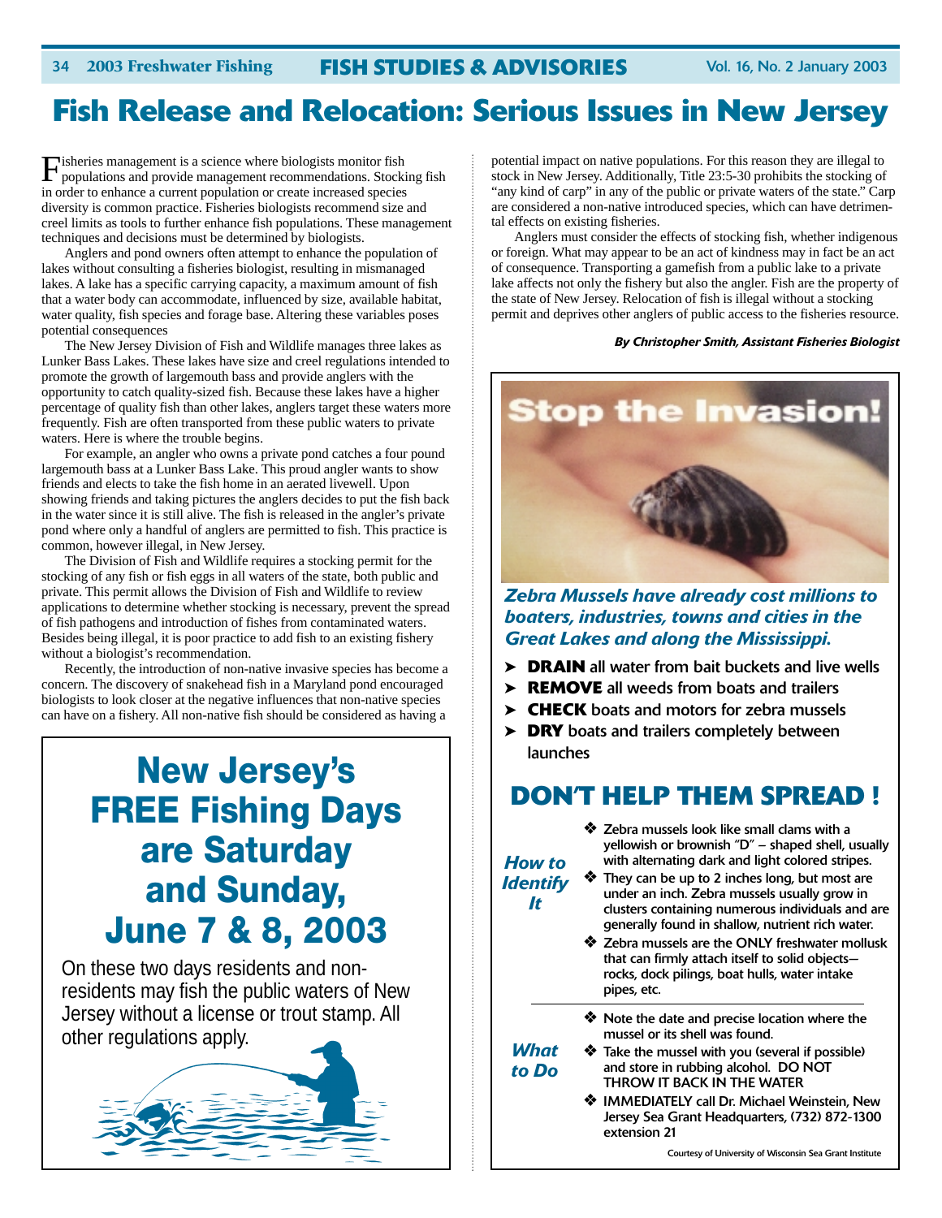# Fish Release and Relocation: Serious Issues in New Jersey

Fisheries management is a science where biologists monitor fish populations and provide management recommendations. Stocking fish in order to enhance a current population or create increased species diversity is common practice. Fisheries biologists recommend size and creel limits as tools to further enhance fish populations. These management techniques and decisions must be determined by biologists.

Anglers and pond owners often attempt to enhance the population of lakes without consulting a fisheries biologist, resulting in mismanaged lakes. A lake has a specific carrying capacity, a maximum amount of fish that a water body can accommodate, influenced by size, available habitat, water quality, fish species and forage base. Altering these variables poses potential consequences

The New Jersey Division of Fish and Wildlife manages three lakes as Lunker Bass Lakes. These lakes have size and creel regulations intended to promote the growth of largemouth bass and provide anglers with the opportunity to catch quality-sized fish. Because these lakes have a higher percentage of quality fish than other lakes, anglers target these waters more frequently. Fish are often transported from these public waters to private waters. Here is where the trouble begins.

For example, an angler who owns a private pond catches a four pound largemouth bass at a Lunker Bass Lake. This proud angler wants to show friends and elects to take the fish home in an aerated livewell. Upon showing friends and taking pictures the anglers decides to put the fish back in the water since it is still alive. The fish is released in the angler's private pond where only a handful of anglers are permitted to fish. This practice is common, however illegal, in New Jersey.

The Division of Fish and Wildlife requires a stocking permit for the stocking of any fish or fish eggs in all waters of the state, both public and private. This permit allows the Division of Fish and Wildlife to review applications to determine whether stocking is necessary, prevent the spread of fish pathogens and introduction of fishes from contaminated waters. Besides being illegal, it is poor practice to add fish to an existing fishery without a biologist's recommendation.

Recently, the introduction of non-native invasive species has become a concern. The discovery of snakehead fish in a Maryland pond encouraged biologists to look closer at the negative influences that non-native species can have on a fishery. All non-native fish should be considered as having a potential impact on native populations. For this reason they are illegal to stock in New Jersey. Additionally, Title 23:5-30 prohibits the stocking of "any kind of carp" in any of the public or private waters of the state." Carp are considered a non-native introduced species, which can have detrimental effects on existing fisheries.

Anglers must consider the effects of stocking fish, whether indigenous or foreign. What may appear to be an act of kindness may in fact be an act of consequence. Transporting a gamefish from a public lake to a private lake affects not only the fishery but also the angler. Fish are the property of the state of New Jersey. Relocation of fish is illegal without a stocking permit and deprives other anglers of public access to the fisheries resource.

*By Christopher Smith, Assistant Fisheries Biologist*

## New Jersey's FREE Fishing Days are Saturday and Sunday, June 7 & 8, 2003

On these two days residents and non-residents may fish the public waters of New Jersey without a license or trout stamp. All other regulations apply.

## Stop the Invasion!

***Zebra Mussels have already cost millions to boaters, industries, towns and cities in the Great Lakes and along the Mississippi.***

- **DRAIN** all water from bait buckets and live wells
- **REMOVE** all weeds from boats and trailers
- **CHECK** boats and motors for zebra mussels
- **DRY** boats and trailers completely between launches

## DON'T HELP THEM SPREAD !

***How to Identify It***

- Zebra mussels look like small clams with a yellowish or brownish "D" – shaped shell, usually with alternating dark and light colored stripes.
- They can be up to 2 inches long, but most are under an inch. Zebra mussels usually grow in clusters containing numerous individuals and are generally found in shallow, nutrient rich water.
- Zebra mussels are the ONLY freshwater mollusk that can firmly attach itself to solid objects— rocks, dock pilings, boat hulls, water intake pipes, etc.

***What to Do***

- Note the date and precise location where the mussel or its shell was found.
- Take the mussel with you (several if possible) and store in rubbing alcohol. DO NOT THROW IT BACK IN THE WATER
- IMMEDIATELY call Dr. Michael Weinstein, New Jersey Sea Grant Headquarters, (732) 872-1300 extension 21

Courtesy of University of Wisconsin Sea Grant Institute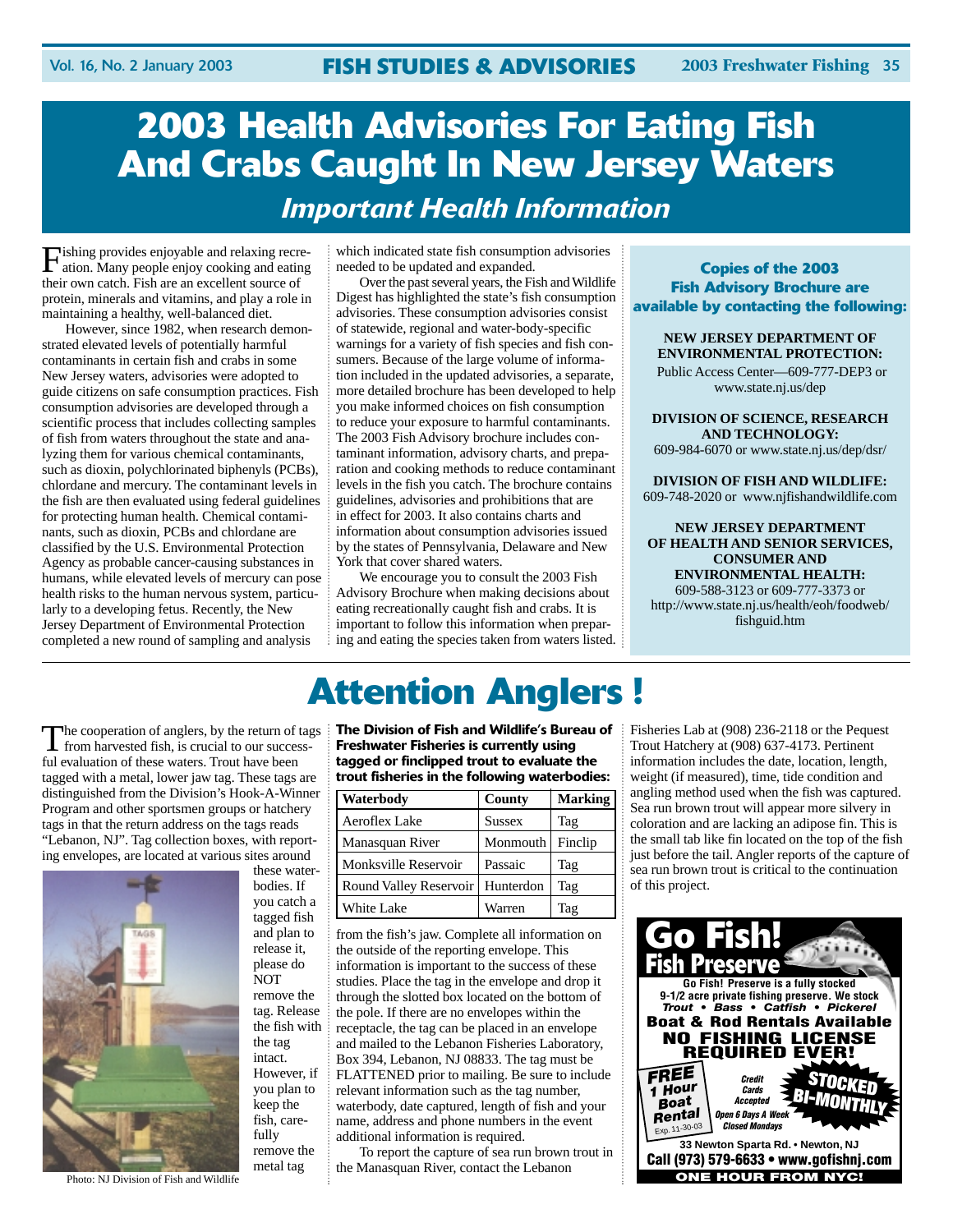# 2003 Health Advisories For Eating Fish And Crabs Caught In New Jersey Waters

## *Important Health Information*

Fishing provides enjoyable and relaxing recreation. Many people enjoy cooking and eating their own catch. Fish are an excellent source of protein, minerals and vitamins, and play a role in maintaining a healthy, well-balanced diet.

However, since 1982, when research demonstrated elevated levels of potentially harmful contaminants in certain fish and crabs in some New Jersey waters, advisories were adopted to guide citizens on safe consumption practices. Fish consumption advisories are developed through a scientific process that includes collecting samples of fish from waters throughout the state and analyzing them for various chemical contaminants, such as dioxin, polychlorinated biphenyls (PCBs), chlordane and mercury. The contaminant levels in the fish are then evaluated using federal guidelines for protecting human health. Chemical contaminants, such as dioxin, PCBs and chlordane are classified by the U.S. Environmental Protection Agency as probable cancer-causing substances in humans, while elevated levels of mercury can pose health risks to the human nervous system, particularly to a developing fetus. Recently, the New Jersey Department of Environmental Protection completed a new round of sampling and analysis which indicated state fish consumption advisories needed to be updated and expanded.

Over the past several years, the Fish and Wildlife Digest has highlighted the state's fish consumption advisories. These consumption advisories consist of statewide, regional and water-body-specific warnings for a variety of fish species and fish consumers. Because of the large volume of information included in the updated advisories, a separate, more detailed brochure has been developed to help you make informed choices on fish consumption to reduce your exposure to harmful contaminants. The 2003 Fish Advisory brochure includes contaminant information, advisory charts, and preparation and cooking methods to reduce contaminant levels in the fish you catch. The brochure contains guidelines, advisories and prohibitions that are in effect for 2003. It also contains charts and information about consumption advisories issued by the states of Pennsylvania, Delaware and New York that cover shared waters.

We encourage you to consult the 2003 Fish Advisory Brochure when making decisions about eating recreationally caught fish and crabs. It is important to follow this information when preparing and eating the species taken from waters listed.

**Copies of the 2003 Fish Advisory Brochure are available by contacting the following:**

**NEW JERSEY DEPARTMENT OF ENVIRONMENTAL PROTECTION:**
Public Access Center—609-777-DEP3 or www.state.nj.us/dep

**DIVISION OF SCIENCE, RESEARCH AND TECHNOLOGY:**
609-984-6070 or www.state.nj.us/dep/dsr/

**DIVISION OF FISH AND WILDLIFE:**
609-748-2020 or www.njfishandwildlife.com

**NEW JERSEY DEPARTMENT OF HEALTH AND SENIOR SERVICES, CONSUMER AND ENVIRONMENTAL HEALTH:**
609-588-3123 or 609-777-3373 or http://www.state.nj.us/health/eoh/foodweb/fishguid.htm

# Attention Anglers !

The cooperation of anglers, by the return of tags from harvested fish, is crucial to our successful evaluation of these waters. Trout have been tagged with a metal, lower jaw tag. These tags are distinguished from the Division's Hook-A-Winner Program and other sportsmen groups or hatchery tags in that the return address on the tags reads "Lebanon, NJ". Tag collection boxes, with reporting envelopes, are located at various sites around these waterbodies. If you catch a tagged fish and plan to release it, please do NOT remove the tag. Release the fish with the tag intact. However, if you plan to keep the fish, carefully remove the metal tag from the fish's jaw. Complete all information on the outside of the reporting envelope. This information is important to the success of these studies. Place the tag in the envelope and drop it through the slotted box located on the bottom of the pole. If there are no envelopes within the receptacle, the tag can be placed in an envelope and mailed to the Lebanon Fisheries Laboratory, Box 394, Lebanon, NJ 08833. The tag must be FLATTENED prior to mailing. Be sure to include relevant information such as the tag number, waterbody, date captured, length of fish and your name, address and phone numbers in the event additional information is required.

Photo: NJ Division of Fish and Wildlife

**The Division of Fish and Wildlife's Bureau of Freshwater Fisheries is currently using tagged or finclipped trout to evaluate the trout fisheries in the following waterbodies:**

| Waterbody | County | Marking |
|---|---|---|
| Aeroflex Lake | Sussex | Tag |
| Manasquan River | Monmouth | Finclip |
| Monksville Reservoir | Passaic | Tag |
| Round Valley Reservoir | Hunterdon | Tag |
| White Lake | Warren | Tag |

To report the capture of sea run brown trout in the Manasquan River, contact the Lebanon Fisheries Lab at (908) 236-2118 or the Pequest Trout Hatchery at (908) 637-4173. Pertinent information includes the date, location, length, weight (if measured), time, tide condition and angling method used when the fish was captured. Sea run brown trout will appear more silvery in coloration and are lacking an adipose fin. This is the small tab like fin located on the top of the fish just before the tail. Angler reports of the capture of sea run brown trout is critical to the continuation of this project.

**Go Fish! Fish Preserve**

Go Fish! Preserve is a fully stocked 9-1/2 acre private fishing preserve. We stock *Trout • Bass • Catfish • Pickerel*

**Boat & Rod Rentals Available**

**NO FISHING LICENSE REQUIRED EVER!**

**FREE 1 Hour Boat Rental** Exp. 11-30-03

Credit Cards Accepted

Open 6 Days A Week Closed Mondays

**STOCKED BI-MONTHLY**

33 Newton Sparta Rd. • Newton, NJ

**Call (973) 579-6633 • www.gofishnj.com**

**ONE HOUR FROM NYC!**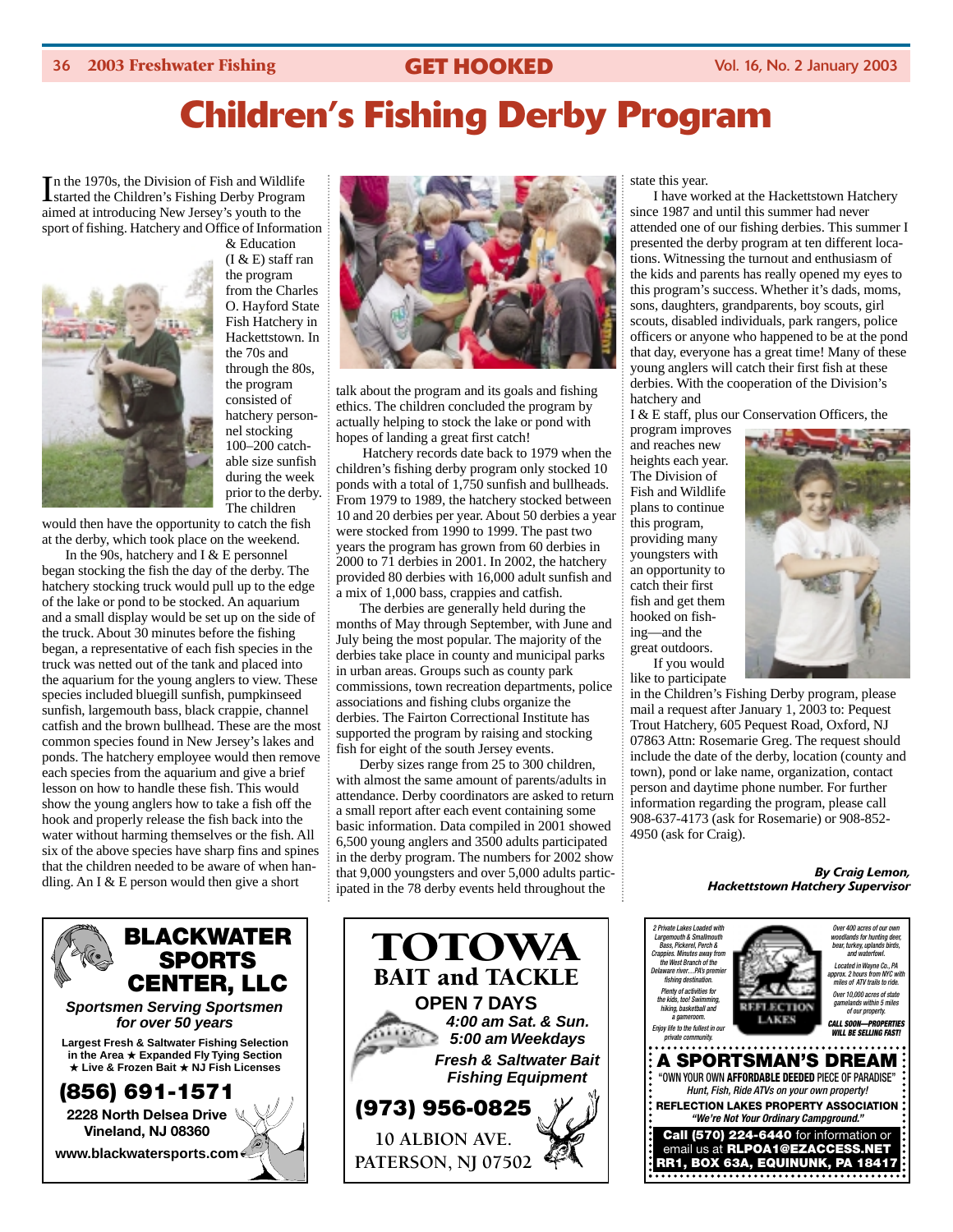# Children's Fishing Derby Program

In the 1970s, the Division of Fish and Wildlife started the Children's Fishing Derby Program aimed at introducing New Jersey's youth to the sport of fishing. Hatchery and Office of Information & Education (I & E) staff ran the program from the Charles O. Hayford State Fish Hatchery in Hackettstown. In the 70s and through the 80s, the program consisted of hatchery personnel stocking 100–200 catchable size sunfish during the week prior to the derby. The children would then have the opportunity to catch the fish at the derby, which took place on the weekend.

In the 90s, hatchery and I & E personnel began stocking the fish the day of the derby. The hatchery stocking truck would pull up to the edge of the lake or pond to be stocked. An aquarium and a small display would be set up on the side of the truck. About 30 minutes before the fishing began, a representative of each fish species in the truck was netted out of the tank and placed into the aquarium for the young anglers to view. These species included bluegill sunfish, pumpkinseed sunfish, largemouth bass, black crappie, channel catfish and the brown bullhead. These are the most common species found in New Jersey's lakes and ponds. The hatchery employee would then remove each species from the aquarium and give a brief lesson on how to handle these fish. This would show the young anglers how to take a fish off the hook and properly release the fish back into the water without harming themselves or the fish. All six of the above species have sharp fins and spines that the children needed to be aware of when handling. An I & E person would then give a short talk about the program and its goals and fishing ethics. The children concluded the program by actually helping to stock the lake or pond with hopes of landing a great first catch!

Hatchery records date back to 1979 when the children's fishing derby program only stocked 10 ponds with a total of 1,750 sunfish and bullheads. From 1979 to 1989, the hatchery stocked between 10 and 20 derbies per year. About 50 derbies a year were stocked from 1990 to 1999. The past two years the program has grown from 60 derbies in 2000 to 71 derbies in 2001. In 2002, the hatchery provided 80 derbies with 16,000 adult sunfish and a mix of 1,000 bass, crappies and catfish.

The derbies are generally held during the months of May through September, with June and July being the most popular. The majority of the derbies take place in county and municipal parks in urban areas. Groups such as county park commissions, town recreation departments, police associations and fishing clubs organize the derbies. The Fairton Correctional Institute has supported the program by raising and stocking fish for eight of the south Jersey events.

Derby sizes range from 25 to 300 children, with almost the same amount of parents/adults in attendance. Derby coordinators are asked to return a small report after each event containing some basic information. Data compiled in 2001 showed 6,500 young anglers and 3500 adults participated in the derby program. The numbers for 2002 show that 9,000 youngsters and over 5,000 adults participated in the 78 derby events held throughout the state this year.

I have worked at the Hackettstown Hatchery since 1987 and until this summer had never attended one of our fishing derbies. This summer I presented the derby program at ten different locations. Witnessing the turnout and enthusiasm of the kids and parents has really opened my eyes to this program's success. Whether it's dads, moms, sons, daughters, grandparents, boy scouts, girl scouts, disabled individuals, park rangers, police officers or anyone who happened to be at the pond that day, everyone has a great time! Many of these young anglers will catch their first fish at these derbies. With the cooperation of the Division's hatchery and I & E staff, plus our Conservation Officers, the program improves and reaches new heights each year. The Division of Fish and Wildlife plans to continue this program, providing many youngsters with an opportunity to catch their first fish and get them hooked on fishing—and the great outdoors.

If you would like to participate in the Children's Fishing Derby program, please mail a request after January 1, 2003 to: Pequest Trout Hatchery, 605 Pequest Road, Oxford, NJ 07863 Attn: Rosemarie Greg. The request should include the date of the derby, location (county and town), pond or lake name, organization, contact person and daytime phone number. For further information regarding the program, please call 908-637-4173 (ask for Rosemarie) or 908-852-4950 (ask for Craig).

*By Craig Lemon, Hackettstown Hatchery Supervisor*

---

**BLACKWATER SPORTS CENTER, LLC**

*Sportsmen Serving Sportsmen for over 50 years*

**Largest Fresh & Saltwater Fishing Selection in the Area ★ Expanded Fly Tying Section ★ Live & Frozen Bait ★ NJ Fish Licenses**

**(856) 691-1571**

**2228 North Delsea Drive Vineland, NJ 08360**

**www.blackwatersports.com**

---

**TOTOWA BAIT and TACKLE**

**OPEN 7 DAYS**

*4:00 am Sat. & Sun.*
*5:00 am Weekdays*

*Fresh & Saltwater Bait Fishing Equipment*

**(973) 956-0825**

10 ALBION AVE.
PATERSON, NJ 07502

---

*2 Private Lakes Loaded with Largemouth & Smallmouth Bass, Pickerel, Perch & Crappies. Minutes away from the West Branch of the Delaware river…PA's premier fishing destination.*

*Plenty of activities for the kids, too! Swimming, hiking, basketball and a gameroom.*

*Enjoy life to the fullest in our private community.*

REFLECTION LAKES

*Over 400 acres of our own woodlands for hunting deer, bear, turkey, uplands birds, and waterfowl.*

*Located in Wayne Co., PA approx. 2 hours from NYC with miles of ATV trails to ride.*

*Over 10,000 acres of state gamelands within 5 miles of our property.*

***CALL SOON—PROPERTIES WILL BE SELLING FAST!***

**A SPORTSMAN'S DREAM**

"OWN YOUR OWN **AFFORDABLE DEEDED** PIECE OF PARADISE"

*Hunt, Fish, Ride ATVs on your own property!*

**REFLECTION LAKES PROPERTY ASSOCIATION**

***"We're Not Your Ordinary Campground."***

**Call (570) 224-6440** for information or email us at **RLPOA1@EZACCESS.NET**

**RR1, BOX 63A, EQUINUNK, PA 18417**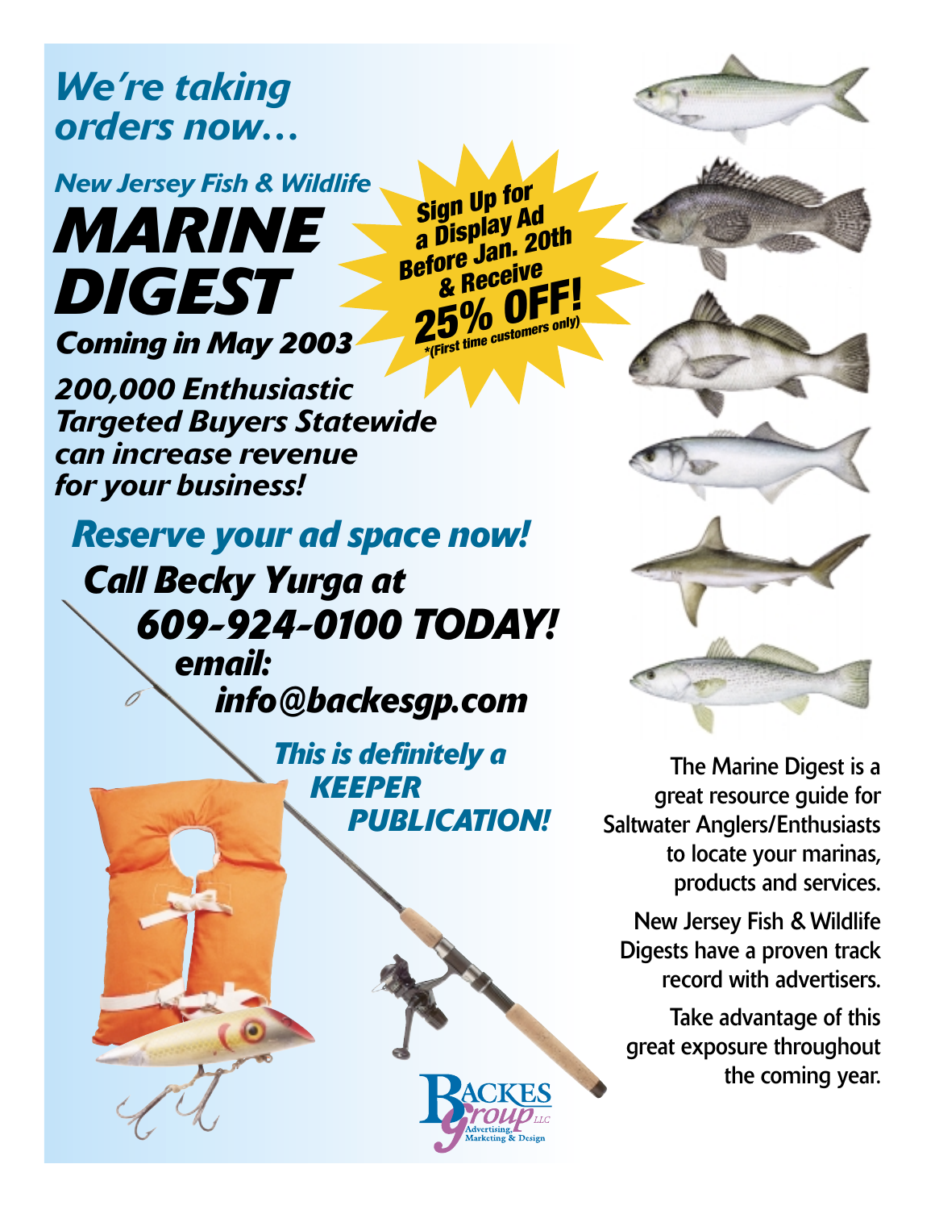## We're taking orders now…

*New Jersey Fish & Wildlife*

# MARINE DIGEST

*Coming in May 2003*

**Sign Up for a Display Ad Before Jan. 20th & Receive 25% OFF!**
*(First time customers only)

***200,000 Enthusiastic Targeted Buyers Statewide can increase revenue for your business!***

## *Reserve your ad space now!*

***Call Becky Yurga at 609-924-0100 TODAY!***

***email: info@backesgp.com***

***This is definitely a KEEPER PUBLICATION!***

The Marine Digest is a great resource guide for Saltwater Anglers/Enthusiasts to locate your marinas, products and services.

New Jersey Fish & Wildlife Digests have a proven track record with advertisers.

Take advantage of this great exposure throughout the coming year.

BACKES Group LLC
Advertising, Marketing & Design